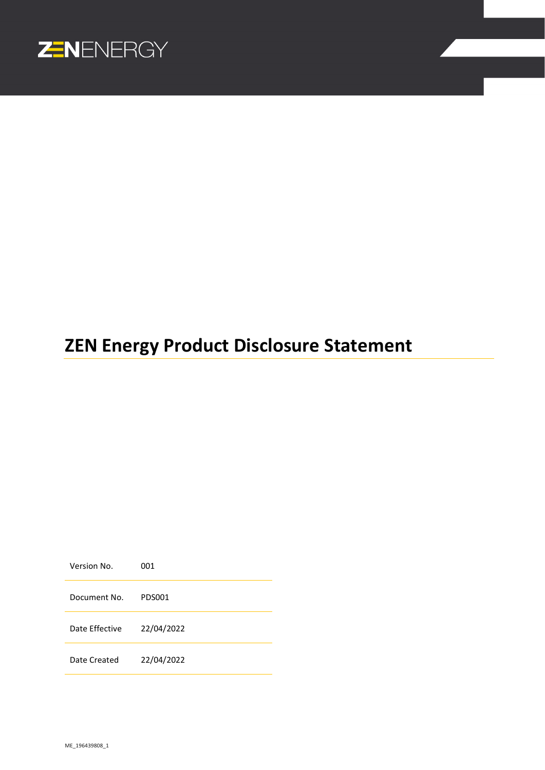ZENENERGY

# ZEN Energy Product Disclosure Statement

| | |
|---|---|
| Version No. | 001 |
| Document No. | PDS001 |
| Date Effective | 22/04/2022 |
| Date Created | 22/04/2022 |

ME_196439808_1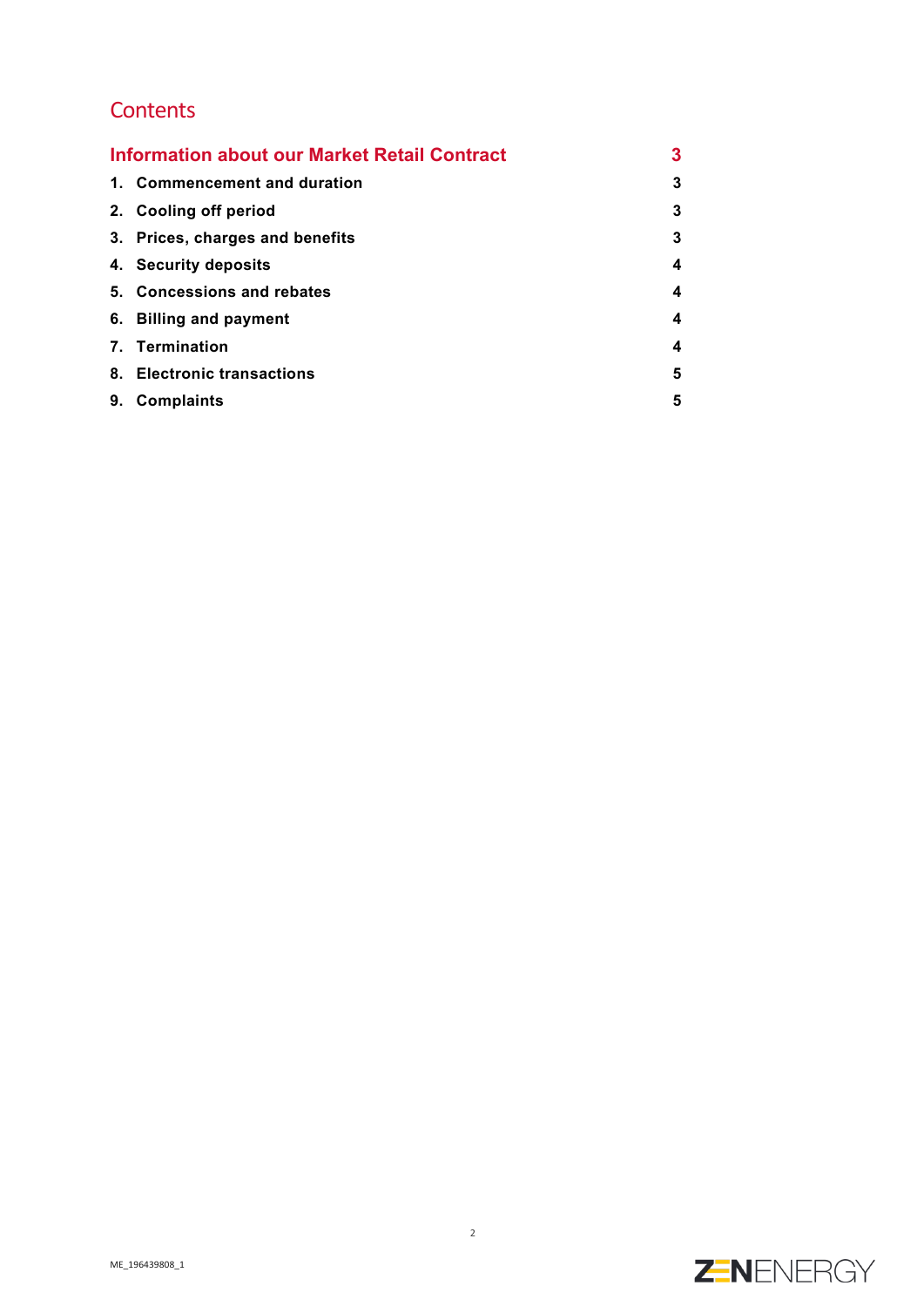# Contents

| | |
|---|---|
| **Information about our Market Retail Contract** | **3** |
| **1. Commencement and duration** | **3** |
| **2. Cooling off period** | **3** |
| **3. Prices, charges and benefits** | **3** |
| **4. Security deposits** | **4** |
| **5. Concessions and rebates** | **4** |
| **6. Billing and payment** | **4** |
| **7. Termination** | **4** |
| **8. Electronic transactions** | **5** |
| **9. Complaints** | **5** |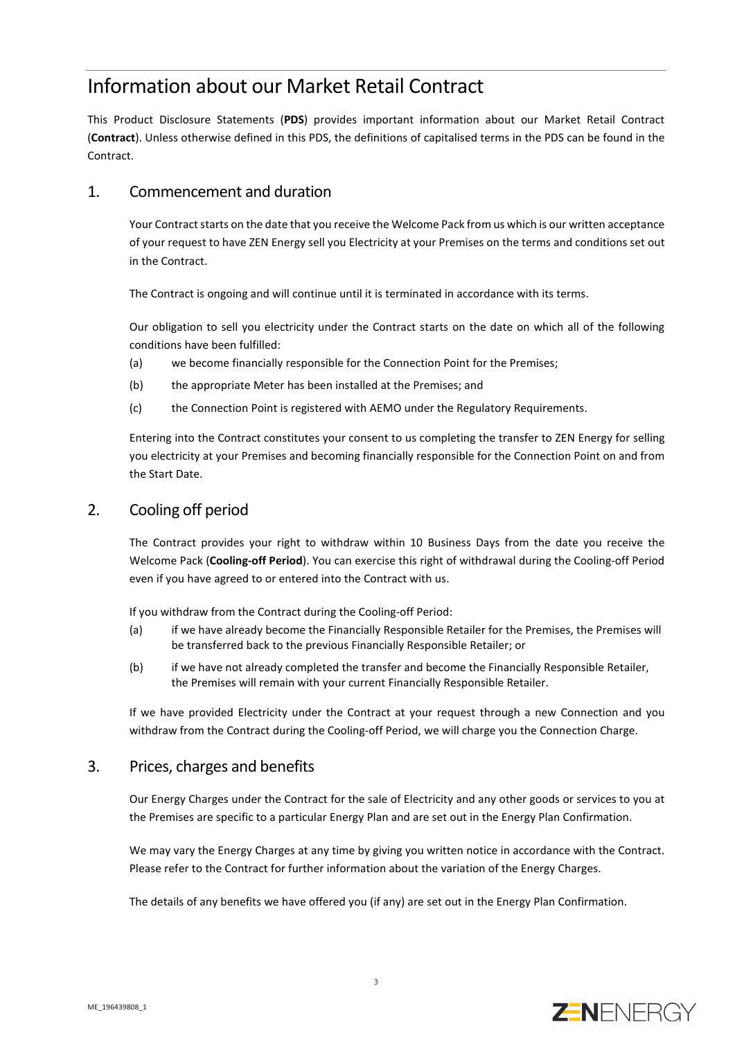# Information about our Market Retail Contract

This Product Disclosure Statements (**PDS**) provides important information about our Market Retail Contract (**Contract**). Unless otherwise defined in this PDS, the definitions of capitalised terms in the PDS can be found in the Contract.

## 1. Commencement and duration

Your Contract starts on the date that you receive the Welcome Pack from us which is our written acceptance of your request to have ZEN Energy sell you Electricity at your Premises on the terms and conditions set out in the Contract.

The Contract is ongoing and will continue until it is terminated in accordance with its terms.

Our obligation to sell you electricity under the Contract starts on the date on which all of the following conditions have been fulfilled:

(a) we become financially responsible for the Connection Point for the Premises;

(b) the appropriate Meter has been installed at the Premises; and

(c) the Connection Point is registered with AEMO under the Regulatory Requirements.

Entering into the Contract constitutes your consent to us completing the transfer to ZEN Energy for selling you electricity at your Premises and becoming financially responsible for the Connection Point on and from the Start Date.

## 2. Cooling off period

The Contract provides your right to withdraw within 10 Business Days from the date you receive the Welcome Pack (**Cooling-off Period**). You can exercise this right of withdrawal during the Cooling-off Period even if you have agreed to or entered into the Contract with us.

If you withdraw from the Contract during the Cooling-off Period:

(a) if we have already become the Financially Responsible Retailer for the Premises, the Premises will be transferred back to the previous Financially Responsible Retailer; or

(b) if we have not already completed the transfer and become the Financially Responsible Retailer, the Premises will remain with your current Financially Responsible Retailer.

If we have provided Electricity under the Contract at your request through a new Connection and you withdraw from the Contract during the Cooling-off Period, we will charge you the Connection Charge.

## 3. Prices, charges and benefits

Our Energy Charges under the Contract for the sale of Electricity and any other goods or services to you at the Premises are specific to a particular Energy Plan and are set out in the Energy Plan Confirmation.

We may vary the Energy Charges at any time by giving you written notice in accordance with the Contract. Please refer to the Contract for further information about the variation of the Energy Charges.

The details of any benefits we have offered you (if any) are set out in the Energy Plan Confirmation.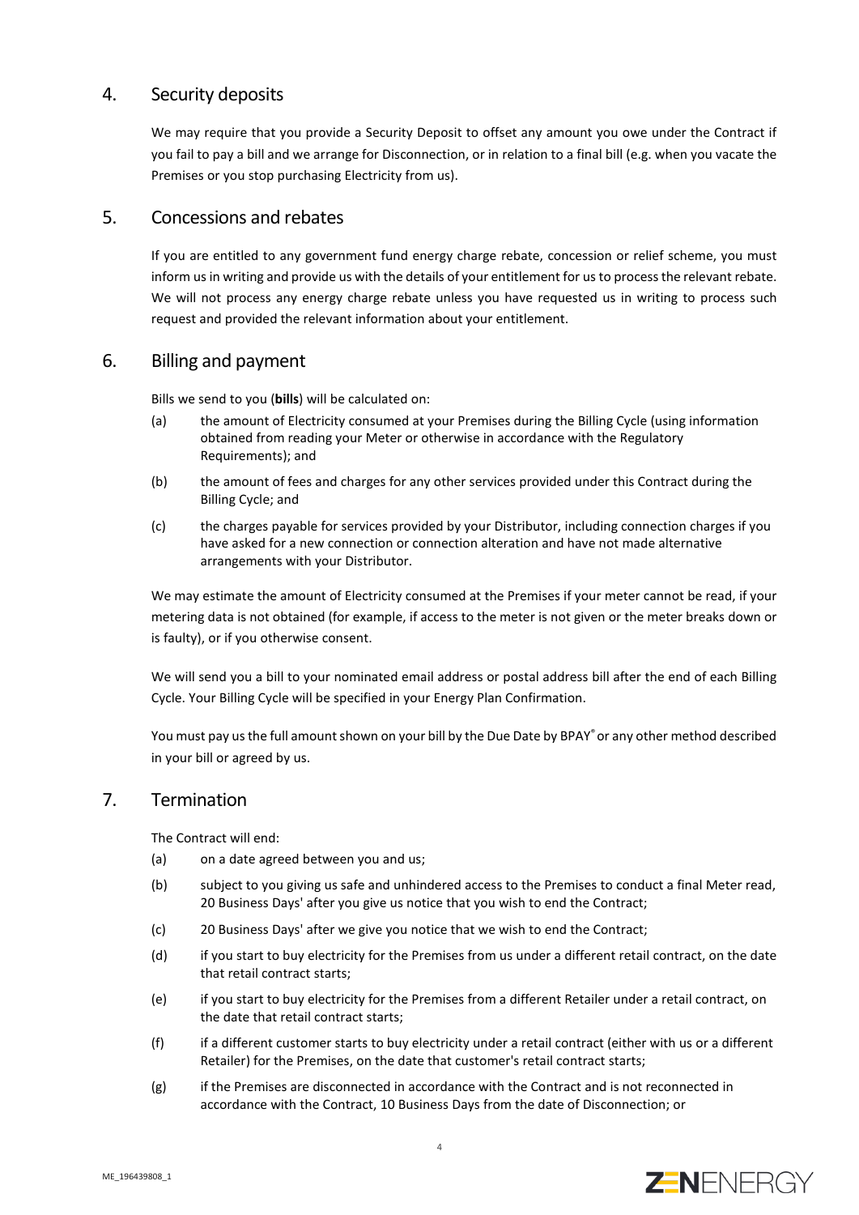## 4. Security deposits

We may require that you provide a Security Deposit to offset any amount you owe under the Contract if you fail to pay a bill and we arrange for Disconnection, or in relation to a final bill (e.g. when you vacate the Premises or you stop purchasing Electricity from us).

## 5. Concessions and rebates

If you are entitled to any government fund energy charge rebate, concession or relief scheme, you must inform us in writing and provide us with the details of your entitlement for us to process the relevant rebate. We will not process any energy charge rebate unless you have requested us in writing to process such request and provided the relevant information about your entitlement.

## 6. Billing and payment

Bills we send to you (**bills**) will be calculated on:

(a) the amount of Electricity consumed at your Premises during the Billing Cycle (using information obtained from reading your Meter or otherwise in accordance with the Regulatory Requirements); and

(b) the amount of fees and charges for any other services provided under this Contract during the Billing Cycle; and

(c) the charges payable for services provided by your Distributor, including connection charges if you have asked for a new connection or connection alteration and have not made alternative arrangements with your Distributor.

We may estimate the amount of Electricity consumed at the Premises if your meter cannot be read, if your metering data is not obtained (for example, if access to the meter is not given or the meter breaks down or is faulty), or if you otherwise consent.

We will send you a bill to your nominated email address or postal address bill after the end of each Billing Cycle. Your Billing Cycle will be specified in your Energy Plan Confirmation.

You must pay us the full amount shown on your bill by the Due Date by BPAY® or any other method described in your bill or agreed by us.

## 7. Termination

The Contract will end:

(a) on a date agreed between you and us;

(b) subject to you giving us safe and unhindered access to the Premises to conduct a final Meter read, 20 Business Days' after you give us notice that you wish to end the Contract;

(c) 20 Business Days' after we give you notice that we wish to end the Contract;

(d) if you start to buy electricity for the Premises from us under a different retail contract, on the date that retail contract starts;

(e) if you start to buy electricity for the Premises from a different Retailer under a retail contract, on the date that retail contract starts;

(f) if a different customer starts to buy electricity under a retail contract (either with us or a different Retailer) for the Premises, on the date that customer's retail contract starts;

(g) if the Premises are disconnected in accordance with the Contract and is not reconnected in accordance with the Contract, 10 Business Days from the date of Disconnection; or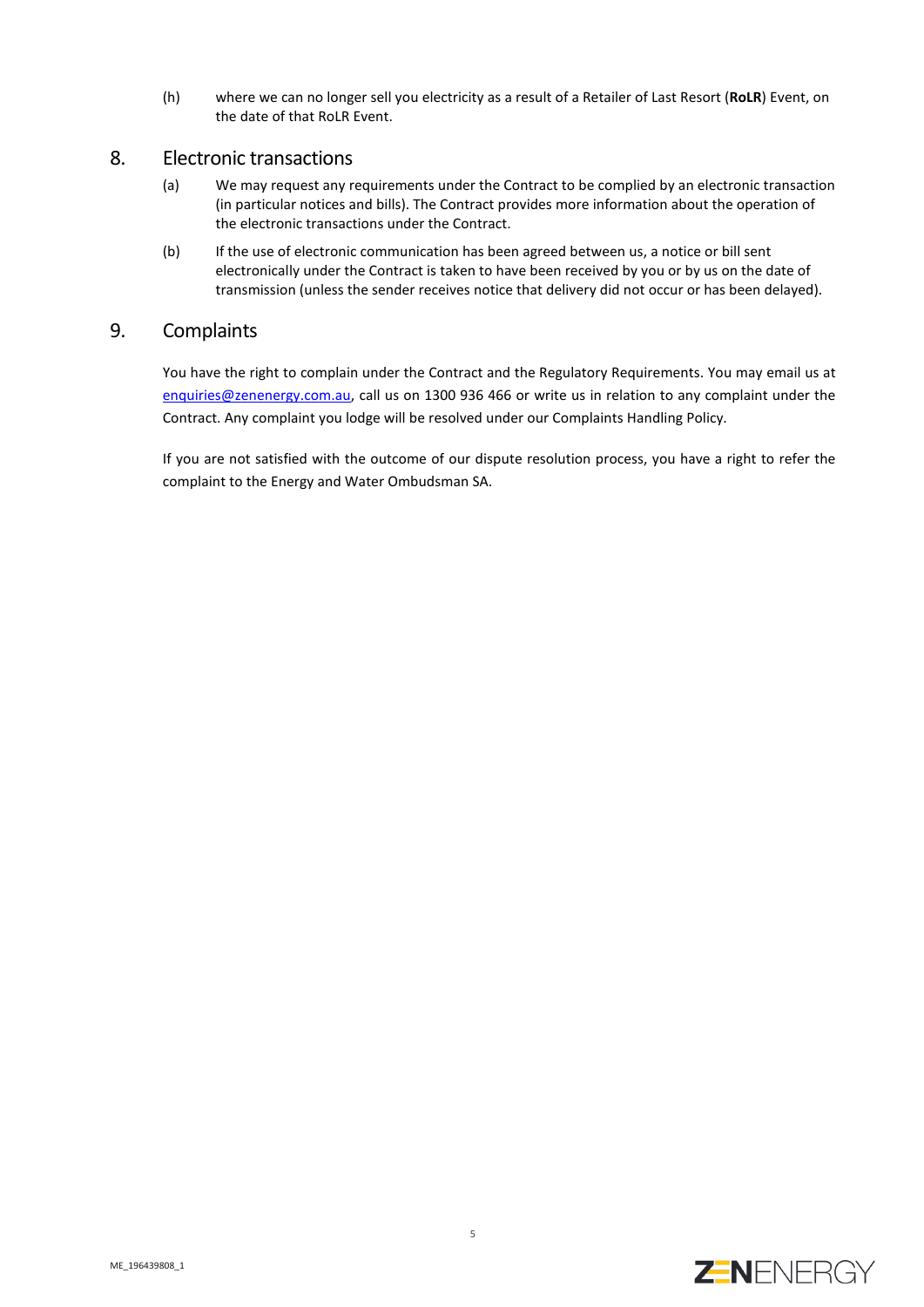(h) where we can no longer sell you electricity as a result of a Retailer of Last Resort (**RoLR**) Event, on the date of that RoLR Event.

## 8. Electronic transactions

(a) We may request any requirements under the Contract to be complied by an electronic transaction (in particular notices and bills). The Contract provides more information about the operation of the electronic transactions under the Contract.

(b) If the use of electronic communication has been agreed between us, a notice or bill sent electronically under the Contract is taken to have been received by you or by us on the date of transmission (unless the sender receives notice that delivery did not occur or has been delayed).

## 9. Complaints

You have the right to complain under the Contract and the Regulatory Requirements. You may email us at enquiries@zenenergy.com.au, call us on 1300 936 466 or write us in relation to any complaint under the Contract. Any complaint you lodge will be resolved under our Complaints Handling Policy.

If you are not satisfied with the outcome of our dispute resolution process, you have a right to refer the complaint to the Energy and Water Ombudsman SA.